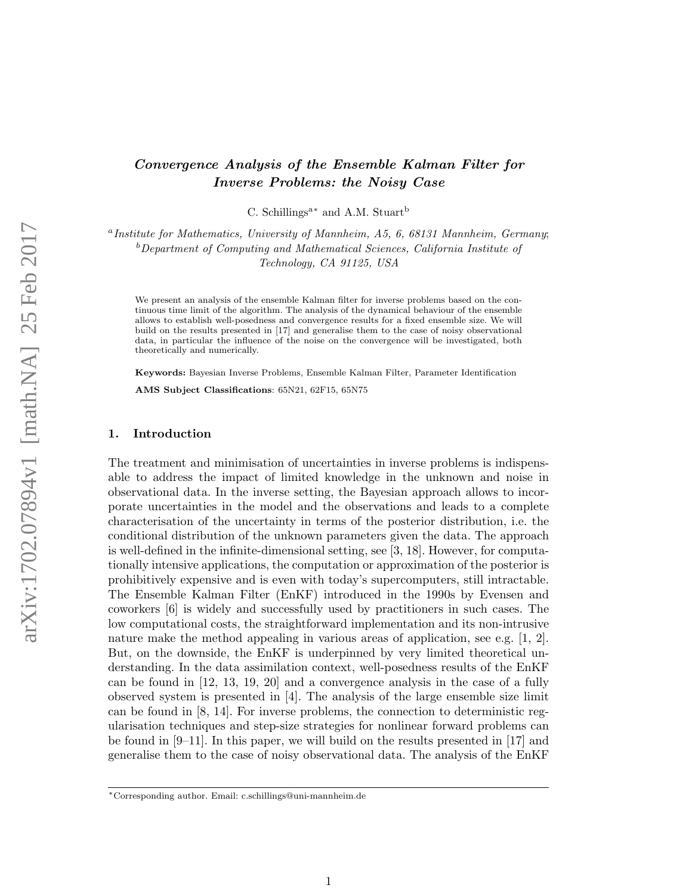# *Convergence Analysis of the Ensemble Kalman Filter for Inverse Problems: the Noisy Case*

C. Schillings[a*] and A.M. Stuart[b]

[a] *Institute for Mathematics, University of Mannheim, A5, 6, 68131 Mannheim, Germany;*
[b] *Department of Computing and Mathematical Sciences, California Institute of Technology, CA 91125, USA*

We present an analysis of the ensemble Kalman filter for inverse problems based on the continuous time limit of the algorithm. The analysis of the dynamical behaviour of the ensemble allows to establish well-posedness and convergence results for a fixed ensemble size. We will build on the results presented in [17] and generalise them to the case of noisy observational data, in particular the influence of the noise on the convergence will be investigated, both theoretically and numerically.

**Keywords:** Bayesian Inverse Problems, Ensemble Kalman Filter, Parameter Identification

**AMS Subject Classifications**: 65N21, 62F15, 65N75

## 1. Introduction

The treatment and minimisation of uncertainties in inverse problems is indispensable to address the impact of limited knowledge in the unknown and noise in observational data. In the inverse setting, the Bayesian approach allows to incorporate uncertainties in the model and the observations and leads to a complete characterisation of the uncertainty in terms of the posterior distribution, i.e. the conditional distribution of the unknown parameters given the data. The approach is well-defined in the infinite-dimensional setting, see [3, 18]. However, for computationally intensive applications, the computation or approximation of the posterior is prohibitively expensive and is even with today's supercomputers, still intractable. The Ensemble Kalman Filter (EnKF) introduced in the 1990s by Evensen and coworkers [6] is widely and successfully used by practitioners in such cases. The low computational costs, the straightforward implementation and its non-intrusive nature make the method appealing in various areas of application, see e.g. [1, 2]. But, on the downside, the EnKF is underpinned by very limited theoretical understanding. In the data assimilation context, well-posedness results of the EnKF can be found in [12, 13, 19, 20] and a convergence analysis in the case of a fully observed system is presented in [4]. The analysis of the large ensemble size limit can be found in [8, 14]. For inverse problems, the connection to deterministic regularisation techniques and step-size strategies for nonlinear forward problems can be found in [9–11]. In this paper, we will build on the results presented in [17] and generalise them to the case of noisy observational data. The analysis of the EnKF

---

*Corresponding author. Email: c.schillings@uni-mannheim.de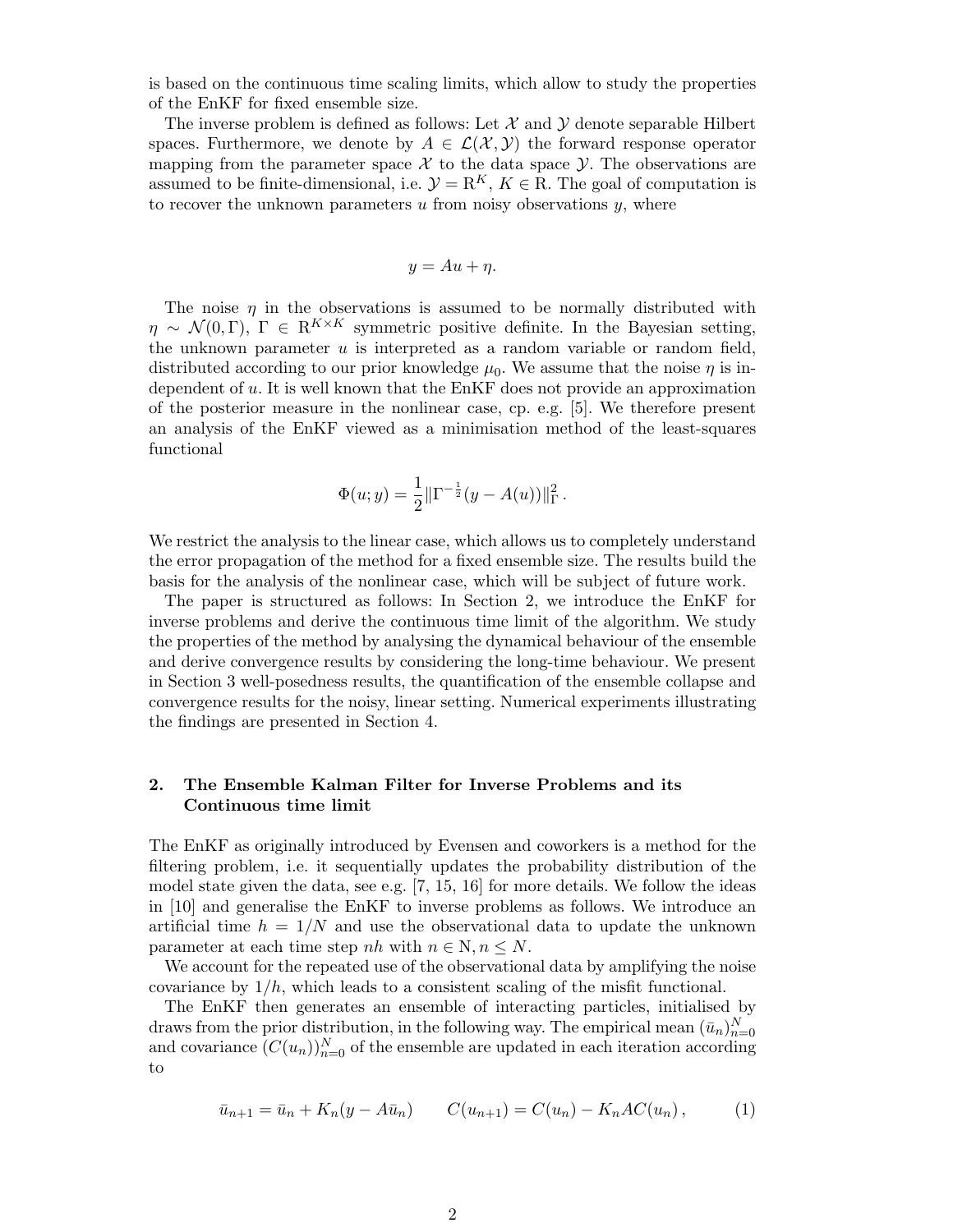is based on the continuous time scaling limits, which allow to study the properties of the EnKF for fixed ensemble size.

The inverse problem is defined as follows: Let $\mathcal{X}$ and $\mathcal{Y}$ denote separable Hilbert spaces. Furthermore, we denote by $A \in \mathcal{L}(\mathcal{X}, \mathcal{Y})$ the forward response operator mapping from the parameter space $\mathcal{X}$ to the data space $\mathcal{Y}$. The observations are assumed to be finite-dimensional, i.e. $\mathcal{Y} = \mathrm{R}^K$, $K \in \mathrm{R}$. The goal of computation is to recover the unknown parameters $u$ from noisy observations $y$, where

$$y = Au + \eta.$$

The noise $\eta$ in the observations is assumed to be normally distributed with $\eta \sim \mathcal{N}(0, \Gamma)$, $\Gamma \in \mathrm{R}^{K \times K}$ symmetric positive definite. In the Bayesian setting, the unknown parameter $u$ is interpreted as a random variable or random field, distributed according to our prior knowledge $\mu_0$. We assume that the noise $\eta$ is independent of $u$. It is well known that the EnKF does not provide an approximation of the posterior measure in the nonlinear case, cp. e.g. [5]. We therefore present an analysis of the EnKF viewed as a minimisation method of the least-squares functional

$$\Phi(u; y) = \frac{1}{2} \| \Gamma^{-\frac{1}{2}} (y - A(u)) \|_{\Gamma}^2 .$$

We restrict the analysis to the linear case, which allows us to completely understand the error propagation of the method for a fixed ensemble size. The results build the basis for the analysis of the nonlinear case, which will be subject of future work.

The paper is structured as follows: In Section 2, we introduce the EnKF for inverse problems and derive the continuous time limit of the algorithm. We study the properties of the method by analysing the dynamical behaviour of the ensemble and derive convergence results by considering the long-time behaviour. We present in Section 3 well-posedness results, the quantification of the ensemble collapse and convergence results for the noisy, linear setting. Numerical experiments illustrating the findings are presented in Section 4.

## 2. The Ensemble Kalman Filter for Inverse Problems and its Continuous time limit

The EnKF as originally introduced by Evensen and coworkers is a method for the filtering problem, i.e. it sequentially updates the probability distribution of the model state given the data, see e.g. [7, 15, 16] for more details. We follow the ideas in [10] and generalise the EnKF to inverse problems as follows. We introduce an artificial time $h = 1/N$ and use the observational data to update the unknown parameter at each time step $nh$ with $n \in \mathrm{N}, n \leq N$.

We account for the repeated use of the observational data by amplifying the noise covariance by $1/h$, which leads to a consistent scaling of the misfit functional.

The EnKF then generates an ensemble of interacting particles, initialised by draws from the prior distribution, in the following way. The empirical mean $(\bar{u}_n)_{n=0}^N$ and covariance $(C(u_n))_{n=0}^N$ of the ensemble are updated in each iteration according to

$$\bar{u}_{n+1} = \bar{u}_n + K_n(y - A\bar{u}_n) \qquad C(u_{n+1}) = C(u_n) - K_n A C(u_n) \,, \tag{1}$$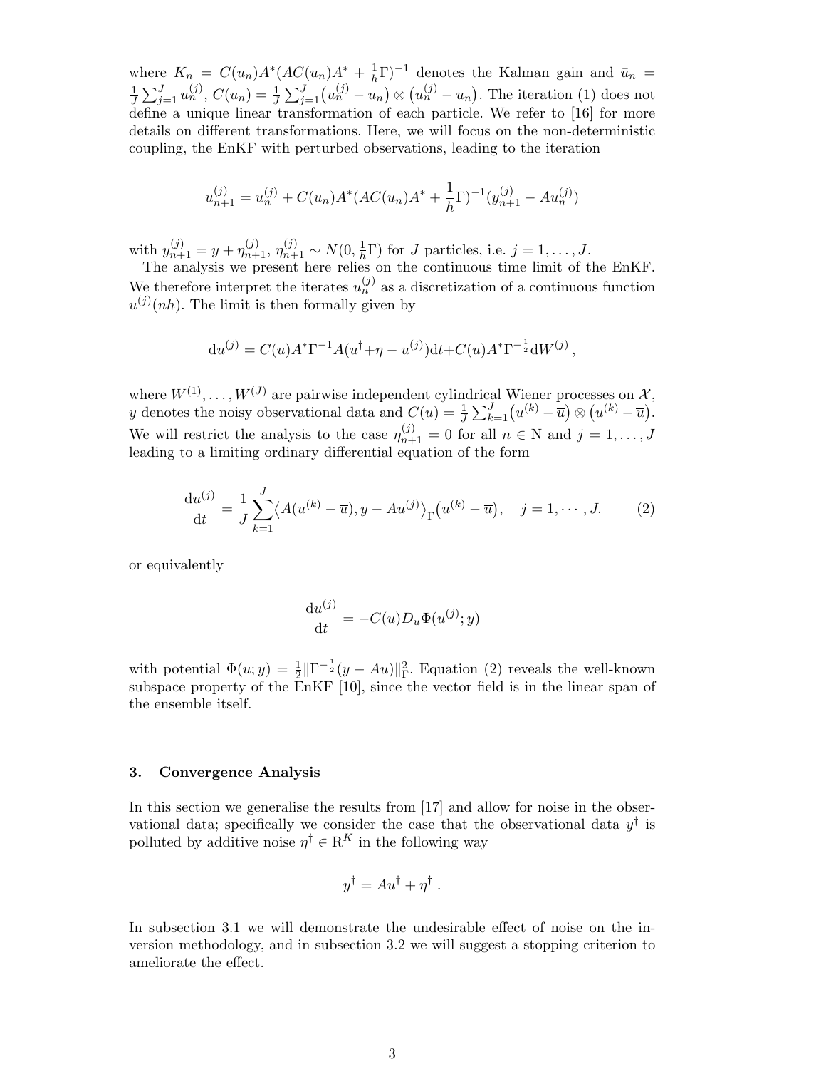where $K_n = C(u_n)A^*(AC(u_n)A^* + \frac{1}{h}\Gamma)^{-1}$ denotes the Kalman gain and $\bar{u}_n = \frac{1}{J}\sum_{j=1}^J u_n^{(j)}$, $C(u_n) = \frac{1}{J}\sum_{j=1}^J \big(u_n^{(j)} - \overline{u}_n\big) \otimes \big(u_n^{(j)} - \overline{u}_n\big)$. The iteration (1) does not define a unique linear transformation of each particle. We refer to [16] for more details on different transformations. Here, we will focus on the non-deterministic coupling, the EnKF with perturbed observations, leading to the iteration

$$u_{n+1}^{(j)} = u_n^{(j)} + C(u_n)A^*(AC(u_n)A^* + \frac{1}{h}\Gamma)^{-1}(y_{n+1}^{(j)} - Au_n^{(j)})$$

with $y_{n+1}^{(j)} = y + \eta_{n+1}^{(j)}$, $\eta_{n+1}^{(j)} \sim N(0, \frac{1}{h}\Gamma)$ for $J$ particles, i.e. $j = 1, \ldots, J$.

The analysis we present here relies on the continuous time limit of the EnKF. We therefore interpret the iterates $u_n^{(j)}$ as a discretization of a continuous function $u^{(j)}(nh)$. The limit is then formally given by

$$\mathrm{d}u^{(j)} = C(u)A^*\Gamma^{-1}A(u^\dagger + \eta - u^{(j)})\mathrm{d}t + C(u)A^*\Gamma^{-\frac{1}{2}}\mathrm{d}W^{(j)}\,,$$

where $W^{(1)}, \ldots, W^{(J)}$ are pairwise independent cylindrical Wiener processes on $\mathcal{X}$, $y$ denotes the noisy observational data and $C(u) = \frac{1}{J}\sum_{k=1}^J \big(u^{(k)} - \overline{u}\big) \otimes \big(u^{(k)} - \overline{u}\big)$. We will restrict the analysis to the case $\eta_{n+1}^{(j)} = 0$ for all $n \in \mathrm{N}$ and $j = 1, \ldots, J$ leading to a limiting ordinary differential equation of the form

$$\frac{\mathrm{d}u^{(j)}}{\mathrm{d}t} = \frac{1}{J}\sum_{k=1}^J \langle A(u^{(k)} - \overline{u}), y - Au^{(j)}\rangle_\Gamma \big(u^{(k)} - \overline{u}\big), \quad j = 1, \cdots, J. \tag{2}$$

or equivalently

$$\frac{\mathrm{d}u^{(j)}}{\mathrm{d}t} = -C(u)D_u\Phi(u^{(j)}; y)$$

with potential $\Phi(u; y) = \frac{1}{2}\|\Gamma^{-\frac{1}{2}}(y - Au)\|_\Gamma^2$. Equation (2) reveals the well-known subspace property of the EnKF [10], since the vector field is in the linear span of the ensemble itself.

## 3. Convergence Analysis

In this section we generalise the results from [17] and allow for noise in the observational data; specifically we consider the case that the observational data $y^\dagger$ is polluted by additive noise $\eta^\dagger \in \mathrm{R}^K$ in the following way

$$y^\dagger = Au^\dagger + \eta^\dagger\,.$$

In subsection 3.1 we will demonstrate the undesirable effect of noise on the inversion methodology, and in subsection 3.2 we will suggest a stopping criterion to ameliorate the effect.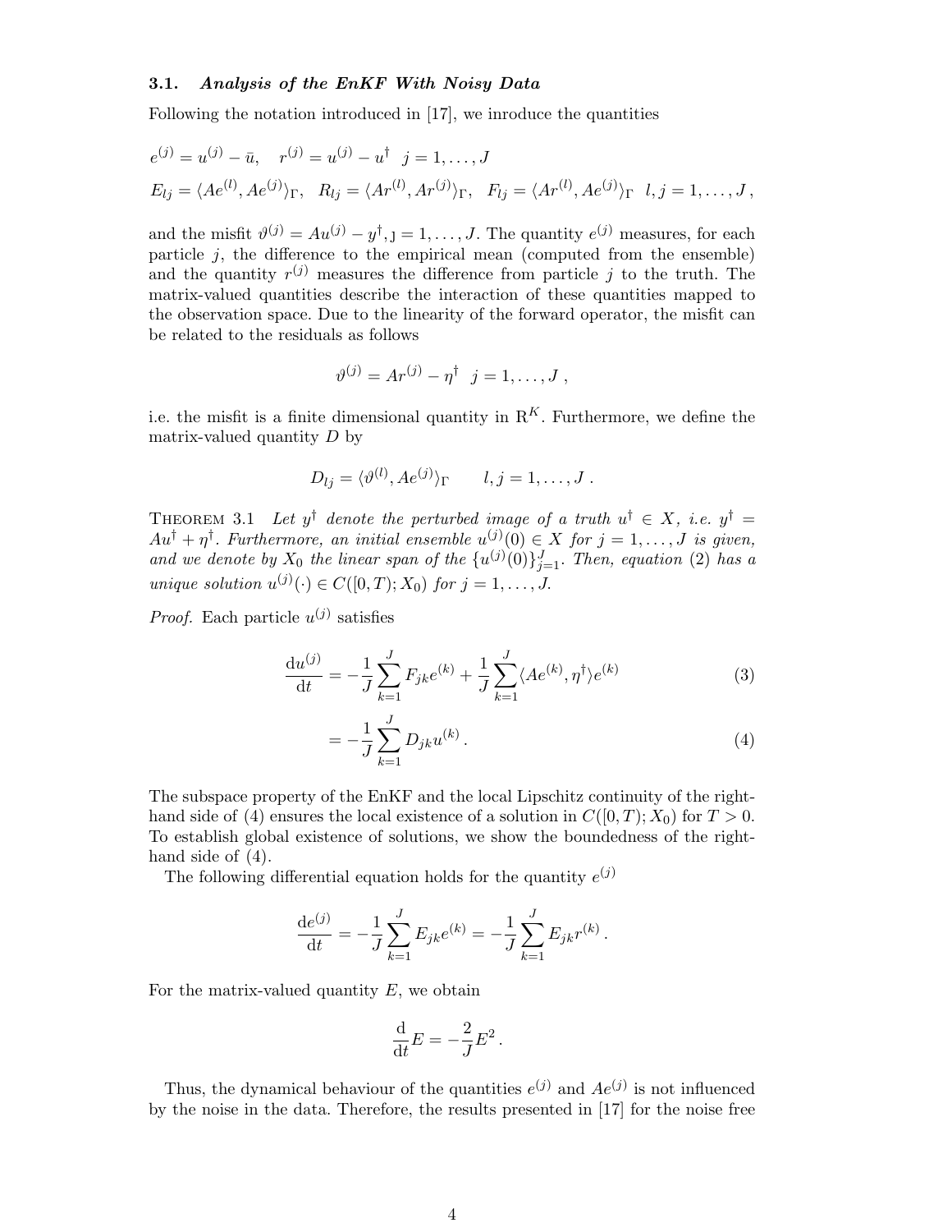### 3.1. *Analysis of the EnKF With Noisy Data*

Following the notation introduced in [17], we inroduce the quantities

$$e^{(j)} = u^{(j)} - \bar{u}, \quad r^{(j)} = u^{(j)} - u^\dagger \quad j = 1, \ldots, J$$

$$E_{lj} = \langle Ae^{(l)}, Ae^{(j)} \rangle_\Gamma, \quad R_{lj} = \langle Ar^{(l)}, Ar^{(j)} \rangle_\Gamma, \quad F_{lj} = \langle Ar^{(l)}, Ae^{(j)} \rangle_\Gamma \quad l, j = 1, \ldots, J ,$$

and the misfit $\vartheta^{(j)} = Au^{(j)} - y^\dagger, \mathrm{J} = 1, \ldots, J$. The quantity $e^{(j)}$ measures, for each particle $j$, the difference to the empirical mean (computed from the ensemble) and the quantity $r^{(j)}$ measures the difference from particle $j$ to the truth. The matrix-valued quantities describe the interaction of these quantities mapped to the observation space. Due to the linearity of the forward operator, the misfit can be related to the residuals as follows

$$\vartheta^{(j)} = Ar^{(j)} - \eta^\dagger \quad j = 1, \ldots, J \; ,$$

i.e. the misfit is a finite dimensional quantity in $\mathrm{R}^K$. Furthermore, we define the matrix-valued quantity $D$ by

$$D_{lj} = \langle \vartheta^{(l)}, Ae^{(j)} \rangle_\Gamma \qquad l, j = 1, \ldots, J \; .$$

Theorem 3.1 *Let $y^\dagger$ denote the perturbed image of a truth $u^\dagger \in X$, i.e. $y^\dagger = Au^\dagger + \eta^\dagger$. Furthermore, an initial ensemble $u^{(j)}(0) \in X$ for $j = 1, \ldots, J$ is given, and we denote by $X_0$ the linear span of the $\{u^{(j)}(0)\}_{j=1}^J$. Then, equation (2) has a unique solution $u^{(j)}(\cdot) \in C([0, T); X_0)$ for $j = 1, \ldots, J$.*

*Proof.* Each particle $u^{(j)}$ satisfies

$$\frac{\mathrm{d}u^{(j)}}{\mathrm{d}t} = -\frac{1}{J} \sum_{k=1}^{J} F_{jk} e^{(k)} + \frac{1}{J} \sum_{k=1}^{J} \langle Ae^{(k)}, \eta^\dagger \rangle e^{(k)} \tag{3}$$

$$= -\frac{1}{J} \sum_{k=1}^{J} D_{jk} u^{(k)} \, . \tag{4}$$

The subspace property of the EnKF and the local Lipschitz continuity of the right-hand side of (4) ensures the local existence of a solution in $C([0, T); X_0)$ for $T > 0$. To establish global existence of solutions, we show the boundedness of the right-hand side of (4).

The following differential equation holds for the quantity $e^{(j)}$

$$\frac{\mathrm{d}e^{(j)}}{\mathrm{d}t} = -\frac{1}{J} \sum_{k=1}^{J} E_{jk} e^{(k)} = -\frac{1}{J} \sum_{k=1}^{J} E_{jk} r^{(k)} \, .$$

For the matrix-valued quantity $E$, we obtain

$$\frac{\mathrm{d}}{\mathrm{d}t} E = -\frac{2}{J} E^2 \, .$$

Thus, the dynamical behaviour of the quantities $e^{(j)}$ and $Ae^{(j)}$ is not influenced by the noise in the data. Therefore, the results presented in [17] for the noise free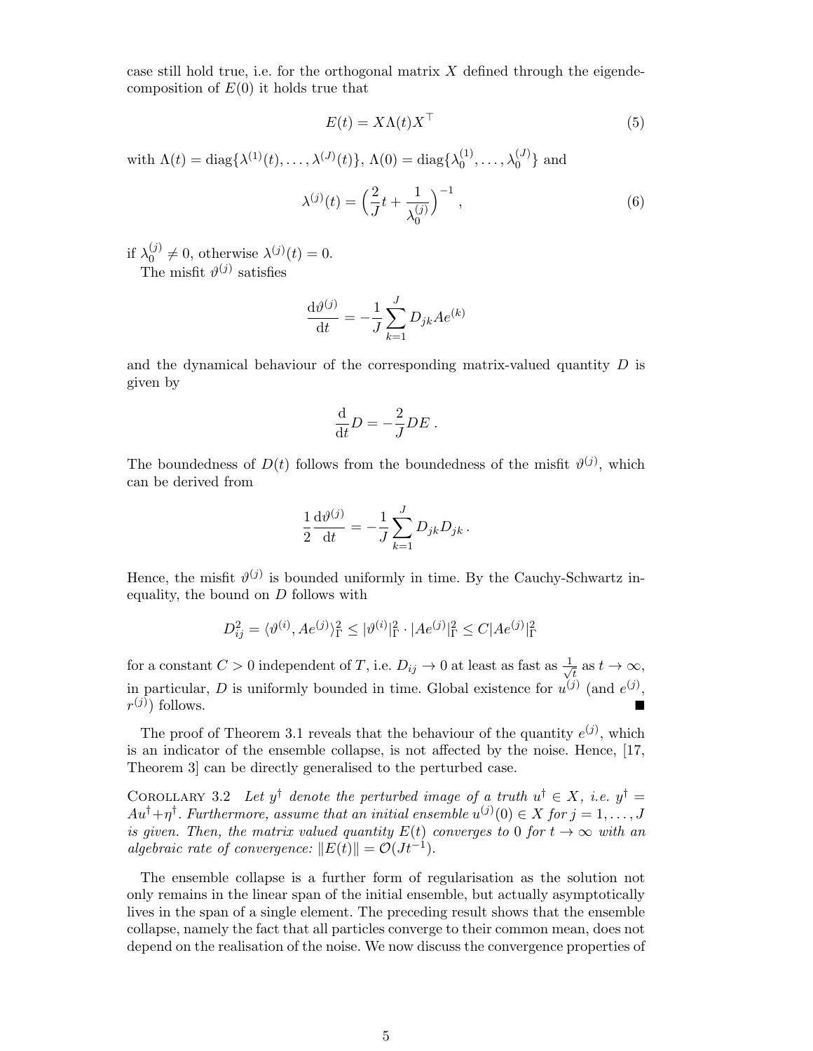case still hold true, i.e. for the orthogonal matrix $X$ defined through the eigendecomposition of $E(0)$ it holds true that

$$E(t) = X\Lambda(t)X^\top \tag{5}$$

with $\Lambda(t) = \text{diag}\{\lambda^{(1)}(t), \dots, \lambda^{(J)}(t)\}$, $\Lambda(0) = \text{diag}\{\lambda_0^{(1)}, \dots, \lambda_0^{(J)}\}$ and

$$\lambda^{(j)}(t) = \Big(\frac{2}{J}t + \frac{1}{\lambda_0^{(j)}}\Big)^{-1}, \tag{6}$$

if $\lambda_0^{(j)} \neq 0$, otherwise $\lambda^{(j)}(t) = 0$.

The misfit $\vartheta^{(j)}$ satisfies

$$\frac{\mathrm{d}\vartheta^{(j)}}{\mathrm{d}t} = -\frac{1}{J}\sum_{k=1}^{J} D_{jk} A e^{(k)}$$

and the dynamical behaviour of the corresponding matrix-valued quantity $D$ is given by

$$\frac{\mathrm{d}}{\mathrm{d}t}D = -\frac{2}{J}DE\,.$$

The boundedness of $D(t)$ follows from the boundedness of the misfit $\vartheta^{(j)}$, which can be derived from

$$\frac{1}{2}\frac{\mathrm{d}\vartheta^{(j)}}{\mathrm{d}t} = -\frac{1}{J}\sum_{k=1}^{J} D_{jk} D_{jk}\,.$$

Hence, the misfit $\vartheta^{(j)}$ is bounded uniformly in time. By the Cauchy-Schwartz inequality, the bound on $D$ follows with

$$D_{ij}^2 = \langle \vartheta^{(i)}, Ae^{(j)}\rangle_\Gamma^2 \leq |\vartheta^{(i)}|_\Gamma^2 \cdot |Ae^{(j)}|_\Gamma^2 \leq C|Ae^{(j)}|_\Gamma^2$$

for a constant $C > 0$ independent of $T$, i.e. $D_{ij} \to 0$ at least as fast as $\frac{1}{\sqrt{t}}$ as $t \to \infty$, in particular, $D$ is uniformly bounded in time. Global existence for $u^{(j)}$ (and $e^{(j)}$, $r^{(j)}$) follows. ■

The proof of Theorem 3.1 reveals that the behaviour of the quantity $e^{(j)}$, which is an indicator of the ensemble collapse, is not affected by the noise. Hence, [17, Theorem 3] can be directly generalised to the perturbed case.

Corollary 3.2 *Let $y^\dagger$ denote the perturbed image of a truth $u^\dagger \in X$, i.e. $y^\dagger = Au^\dagger + \eta^\dagger$. Furthermore, assume that an initial ensemble $u^{(j)}(0) \in X$ for $j = 1, \dots, J$ is given. Then, the matrix valued quantity $E(t)$ converges to $0$ for $t \to \infty$ with an algebraic rate of convergence: $\|E(t)\| = \mathcal{O}(Jt^{-1})$.*

The ensemble collapse is a further form of regularisation as the solution not only remains in the linear span of the initial ensemble, but actually asymptotically lives in the span of a single element. The preceding result shows that the ensemble collapse, namely the fact that all particles converge to their common mean, does not depend on the realisation of the noise. We now discuss the convergence properties of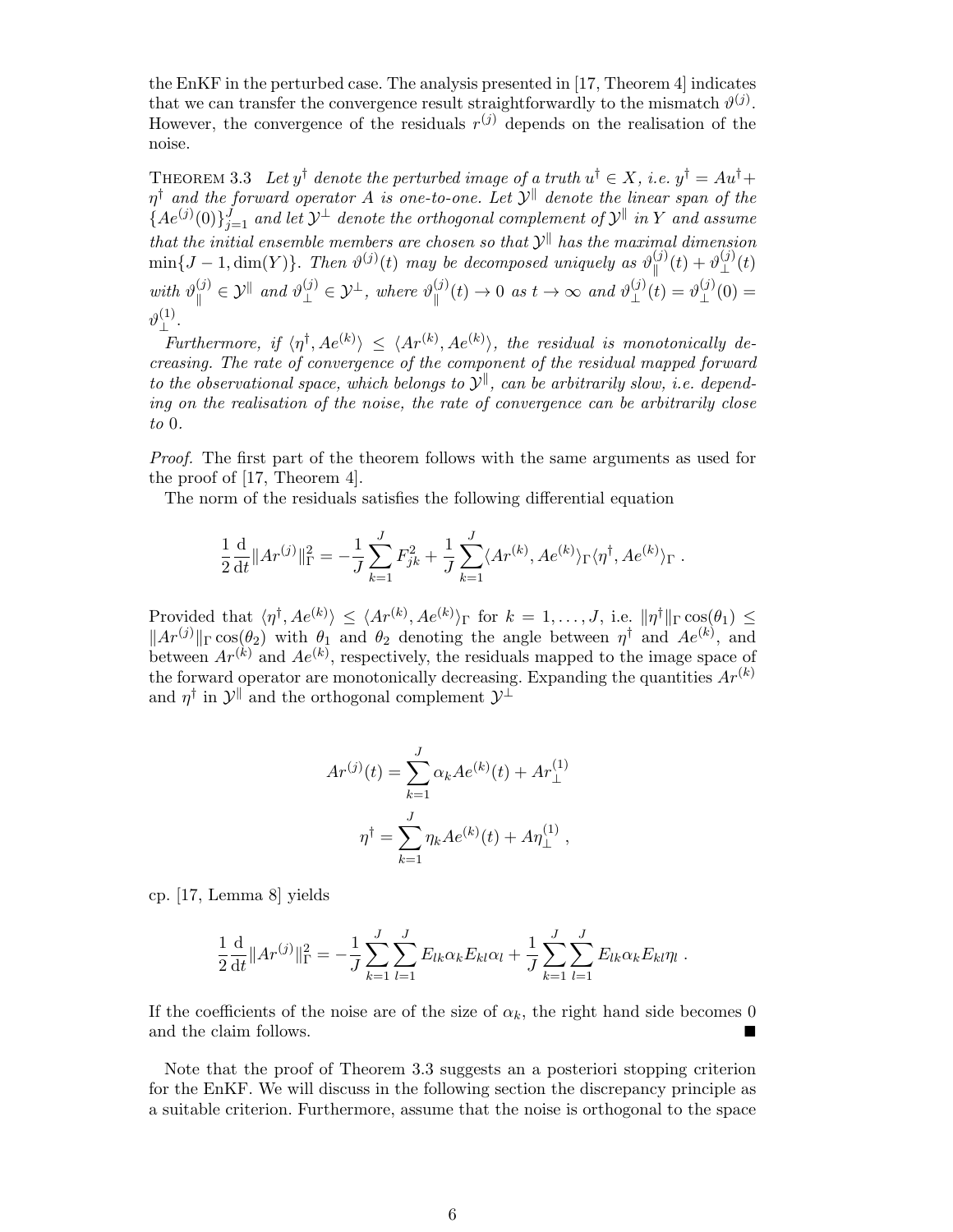the EnKF in the perturbed case. The analysis presented in [17, Theorem 4] indicates that we can transfer the convergence result straightforwardly to the mismatch $\vartheta^{(j)}$. However, the convergence of the residuals $r^{(j)}$ depends on the realisation of the noise.

THEOREM 3.3 *Let $y^\dagger$ denote the perturbed image of a truth $u^\dagger \in X$, i.e. $y^\dagger = Au^\dagger + \eta^\dagger$ and the forward operator $A$ is one-to-one. Let $\mathcal{Y}^\parallel$ denote the linear span of the $\{Ae^{(j)}(0)\}_{j=1}^J$ and let $\mathcal{Y}^\perp$ denote the orthogonal complement of $\mathcal{Y}^\parallel$ in $Y$ and assume that the initial ensemble members are chosen so that $\mathcal{Y}^\parallel$ has the maximal dimension $\min\{J-1, \dim(Y)\}$. Then $\vartheta^{(j)}(t)$ may be decomposed uniquely as $\vartheta_\parallel^{(j)}(t) + \vartheta_\perp^{(j)}(t)$ with $\vartheta_\parallel^{(j)} \in \mathcal{Y}^\parallel$ and $\vartheta_\perp^{(j)} \in \mathcal{Y}^\perp$, where $\vartheta_\parallel^{(j)}(t) \to 0$ as $t \to \infty$ and $\vartheta_\perp^{(j)}(t) = \vartheta_\perp^{(j)}(0) = \vartheta_\perp^{(1)}$.*

*Furthermore, if $\langle \eta^\dagger, Ae^{(k)} \rangle \leq \langle Ar^{(k)}, Ae^{(k)} \rangle$, the residual is monotonically decreasing. The rate of convergence of the component of the residual mapped forward to the observational space, which belongs to $\mathcal{Y}^\parallel$, can be arbitrarily slow, i.e. depending on the realisation of the noise, the rate of convergence can be arbitrarily close to 0.*

*Proof.* The first part of the theorem follows with the same arguments as used for the proof of [17, Theorem 4].

The norm of the residuals satisfies the following differential equation

$$\frac{1}{2}\frac{\mathrm{d}}{\mathrm{d}t}\|Ar^{(j)}\|_\Gamma^2 = -\frac{1}{J}\sum_{k=1}^J F_{jk}^2 + \frac{1}{J}\sum_{k=1}^J \langle Ar^{(k)}, Ae^{(k)}\rangle_\Gamma \langle \eta^\dagger, Ae^{(k)}\rangle_\Gamma \,.$$

Provided that $\langle \eta^\dagger, Ae^{(k)} \rangle \leq \langle Ar^{(k)}, Ae^{(k)} \rangle_\Gamma$ for $k = 1, \ldots, J$, i.e. $\|\eta^\dagger\|_\Gamma \cos(\theta_1) \leq \|Ar^{(j)}\|_\Gamma \cos(\theta_2)$ with $\theta_1$ and $\theta_2$ denoting the angle between $\eta^\dagger$ and $Ae^{(k)}$, and between $Ar^{(k)}$ and $Ae^{(k)}$, respectively, the residuals mapped to the image space of the forward operator are monotonically decreasing. Expanding the quantities $Ar^{(k)}$ and $\eta^\dagger$ in $\mathcal{Y}^\parallel$ and the orthogonal complement $\mathcal{Y}^\perp$

$$Ar^{(j)}(t) = \sum_{k=1}^J \alpha_k Ae^{(k)}(t) + Ar_\perp^{(1)}$$

$$\eta^\dagger = \sum_{k=1}^J \eta_k Ae^{(k)}(t) + A\eta_\perp^{(1)} \,,$$

cp. [17, Lemma 8] yields

$$\frac{1}{2}\frac{\mathrm{d}}{\mathrm{d}t}\|Ar^{(j)}\|_\Gamma^2 = -\frac{1}{J}\sum_{k=1}^J\sum_{l=1}^J E_{lk}\alpha_k E_{kl}\alpha_l + \frac{1}{J}\sum_{k=1}^J\sum_{l=1}^J E_{lk}\alpha_k E_{kl}\eta_l \,.$$

If the coefficients of the noise are of the size of $\alpha_k$, the right hand side becomes 0 and the claim follows. ∎

Note that the proof of Theorem 3.3 suggests an a posteriori stopping criterion for the EnKF. We will discuss in the following section the discrepancy principle as a suitable criterion. Furthermore, assume that the noise is orthogonal to the space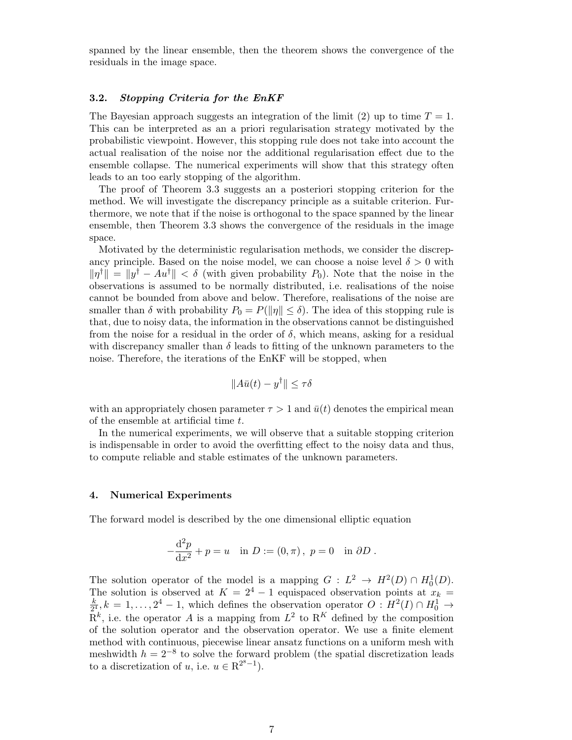spanned by the linear ensemble, then the theorem shows the convergence of the residuals in the image space.

### 3.2. *Stopping Criteria for the EnKF*

The Bayesian approach suggests an integration of the limit (2) up to time $T = 1$. This can be interpreted as an a priori regularisation strategy motivated by the probabilistic viewpoint. However, this stopping rule does not take into account the actual realisation of the noise nor the additional regularisation effect due to the ensemble collapse. The numerical experiments will show that this strategy often leads to an too early stopping of the algorithm.

The proof of Theorem 3.3 suggests an a posteriori stopping criterion for the method. We will investigate the discrepancy principle as a suitable criterion. Furthermore, we note that if the noise is orthogonal to the space spanned by the linear ensemble, then Theorem 3.3 shows the convergence of the residuals in the image space.

Motivated by the deterministic regularisation methods, we consider the discrepancy principle. Based on the noise model, we can choose a noise level $\delta > 0$ with $\|\eta^\dagger\| = \|y^\dagger - Au^\dagger\| < \delta$ (with given probability $P_0$). Note that the noise in the observations is assumed to be normally distributed, i.e. realisations of the noise cannot be bounded from above and below. Therefore, realisations of the noise are smaller than $\delta$ with probability $P_0 = P(\|\eta\| \leq \delta)$. The idea of this stopping rule is that, due to noisy data, the information in the observations cannot be distinguished from the noise for a residual in the order of $\delta$, which means, asking for a residual with discrepancy smaller than $\delta$ leads to fitting of the unknown parameters to the noise. Therefore, the iterations of the EnKF will be stopped, when

$$\|A\bar{u}(t) - y^\dagger\| \leq \tau\delta$$

with an appropriately chosen parameter $\tau > 1$ and $\bar{u}(t)$ denotes the empirical mean of the ensemble at artificial time $t$.

In the numerical experiments, we will observe that a suitable stopping criterion is indispensable in order to avoid the overfitting effect to the noisy data and thus, to compute reliable and stable estimates of the unknown parameters.

## 4. Numerical Experiments

The forward model is described by the one dimensional elliptic equation

$$-\frac{\mathrm{d}^2 p}{\mathrm{d}x^2} + p = u \quad \text{in } D := (0, \pi)\,, \; p = 0 \quad \text{in } \partial D\,.$$

The solution operator of the model is a mapping $G : L^2 \to H^2(D) \cap H_0^1(D)$. The solution is observed at $K = 2^4 - 1$ equispaced observation points at $x_k = \frac{k}{2^4}, k = 1, \ldots, 2^4 - 1$, which defines the observation operator $O : H^2(I) \cap H_0^1 \to \mathrm{R}^k$, i.e. the operator $A$ is a mapping from $L^2$ to $\mathrm{R}^K$ defined by the composition of the solution operator and the observation operator. We use a finite element method with continuous, piecewise linear ansatz functions on a uniform mesh with meshwidth $h = 2^{-8}$ to solve the forward problem (the spatial discretization leads to a discretization of $u$, i.e. $u \in \mathrm{R}^{2^8-1}$).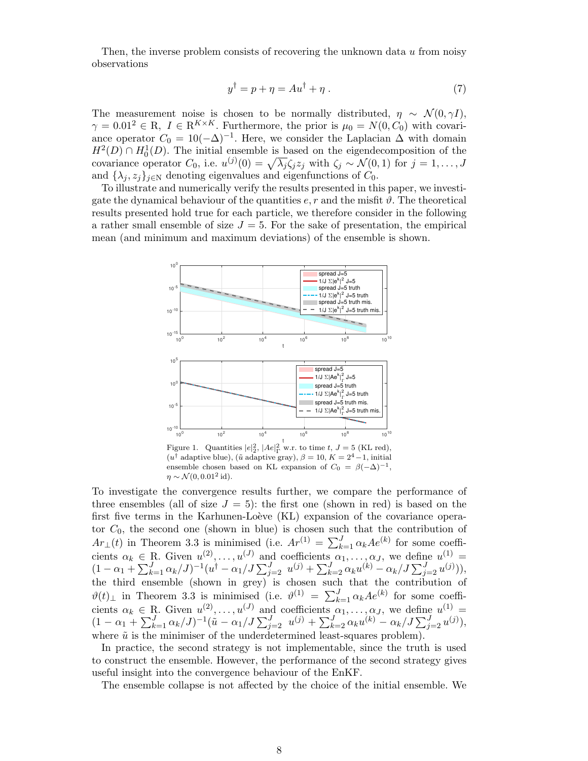Then, the inverse problem consists of recovering the unknown data $u$ from noisy observations

$$y^\dagger = p + \eta = Au^\dagger + \eta\,. \tag{7}$$

The measurement noise is chosen to be normally distributed, $\eta \sim \mathcal{N}(0, \gamma I)$, $\gamma = 0.01^2 \in \mathbb{R}$, $I \in \mathbb{R}^{K\times K}$. Furthermore, the prior is $\mu_0 = N(0, C_0)$ with covariance operator $C_0 = 10(-\Delta)^{-1}$. Here, we consider the Laplacian $\Delta$ with domain $H^2(D) \cap H_0^1(D)$. The initial ensemble is based on the eigendecomposition of the covariance operator $C_0$, i.e. $u^{(j)}(0) = \sqrt{\lambda_j}\zeta_j z_j$ with $\zeta_j \sim \mathcal{N}(0,1)$ for $j = 1,\ldots,J$ and $\{\lambda_j, z_j\}_{j\in\mathbb{N}}$ denoting eigenvalues and eigenfunctions of $C_0$.

To illustrate and numerically verify the results presented in this paper, we investigate the dynamical behaviour of the quantities $e, r$ and the misfit $\vartheta$. The theoretical results presented hold true for each particle, we therefore consider in the following a rather small ensemble of size $J = 5$. For the sake of presentation, the empirical mean (and minimum and maximum deviations) of the ensemble is shown.

Figure 1. Quantities $|e|_2^2$, $|Ae|_\Gamma^2$ w.r.t. to time $t$, $J = 5$ (KL red), ($u^\dagger$ adaptive blue), ($\tilde{u}$ adaptive gray), $\beta = 10$, $K = 2^4-1$, initial ensemble chosen based on KL expansion of $C_0 = \beta(-\Delta)^{-1}$, $\eta \sim \mathcal{N}(0, 0.01^2\,\text{id})$.

To investigate the convergence results further, we compare the performance of three ensembles (all of size $J = 5$): the first one (shown in red) is based on the first five terms in the Karhunen-Loève (KL) expansion of the covariance operator $C_0$, the second one (shown in blue) is chosen such that the contribution of $Ar_\perp(t)$ in Theorem 3.3 is minimised (i.e. $Ar^{(1)} = \sum_{k=1}^J \alpha_k Ae^{(k)}$ for some coefficients $\alpha_k \in \mathbb{R}$. Given $u^{(2)},\ldots,u^{(J)}$ and coefficients $\alpha_1,\ldots,\alpha_J$, we define $u^{(1)} = (1-\alpha_1+\sum_{k=1}^J \alpha_k/J)^{-1}(u^\dagger - \alpha_1/J\sum_{j=2}^J u^{(j)} + \sum_{k=2}^J \alpha_k u^{(k)} - \alpha_k/J\sum_{j=2}^J u^{(j)})$), the third ensemble (shown in grey) is chosen such that the contribution of $\vartheta(t)_\perp$ in Theorem 3.3 is minimised (i.e. $\vartheta^{(1)} = \sum_{k=1}^J \alpha_k Ae^{(k)}$ for some coefficients $\alpha_k \in \mathbb{R}$. Given $u^{(2)},\ldots,u^{(J)}$ and coefficients $\alpha_1,\ldots,\alpha_J$, we define $u^{(1)} = (1-\alpha_1+\sum_{k=1}^J \alpha_k/J)^{-1}(\tilde{u} - \alpha_1/J\sum_{j=2}^J u^{(j)} + \sum_{k=2}^J \alpha_k u^{(k)} - \alpha_k/J\sum_{j=2}^J u^{(j)})$, where $\tilde{u}$ is the minimiser of the underdetermined least-squares problem).

In practice, the second strategy is not implementable, since the truth is used to construct the ensemble. However, the performance of the second strategy gives useful insight into the convergence behaviour of the EnKF.

The ensemble collapse is not affected by the choice of the initial ensemble. We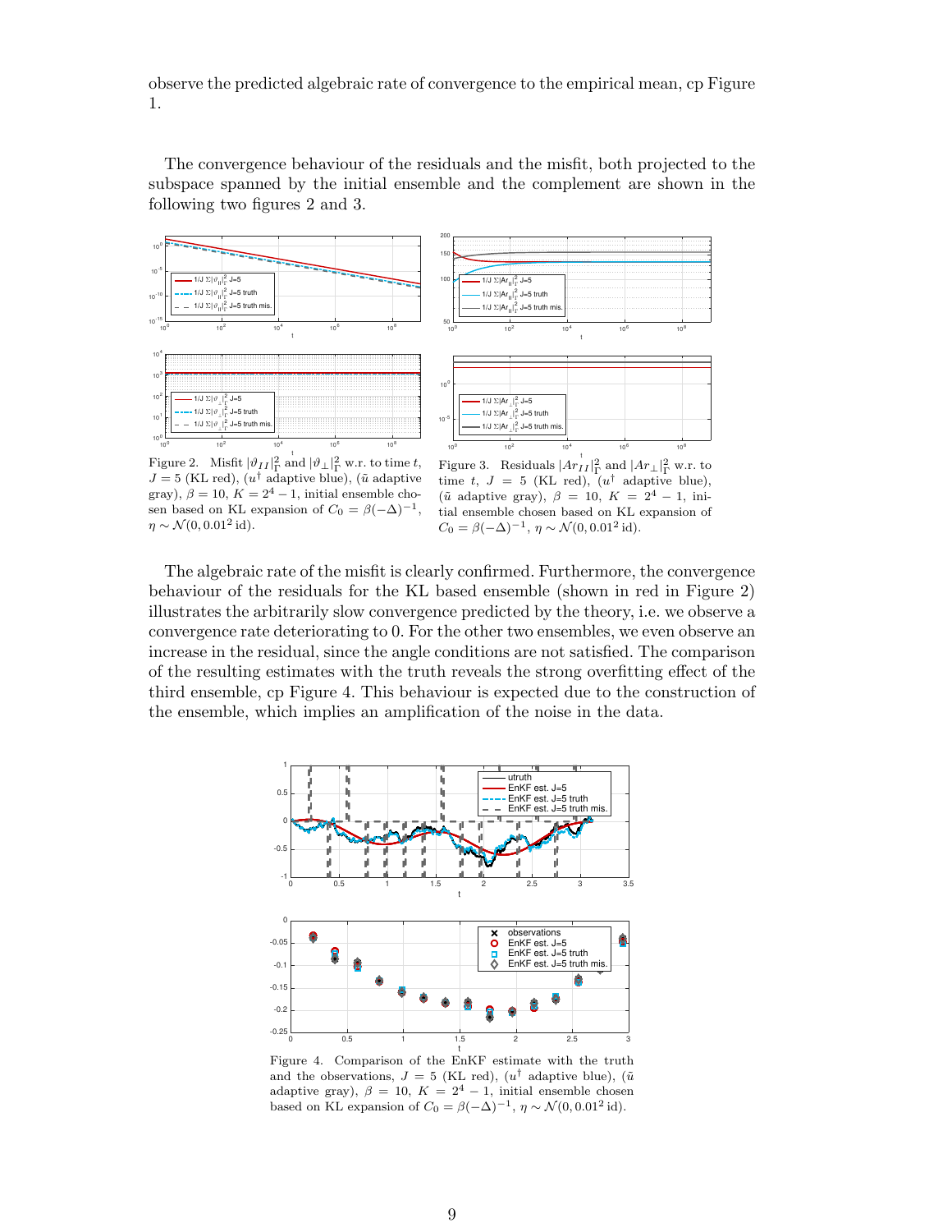observe the predicted algebraic rate of convergence to the empirical mean, cp Figure 1.

The convergence behaviour of the residuals and the misfit, both projected to the subspace spanned by the initial ensemble and the complement are shown in the following two figures 2 and 3.

Figure 2. Misfit $|\vartheta_{II}|_\Gamma^2$ and $|\vartheta_\perp|_\Gamma^2$ w.r. to time $t$, $J = 5$ (KL red), ($u^\dagger$ adaptive blue), ($\tilde{u}$ adaptive gray), $\beta = 10$, $K = 2^4 - 1$, initial ensemble chosen based on KL expansion of $C_0 = \beta(-\Delta)^{-1}$, $\eta \sim \mathcal{N}(0, 0.01^2\,\mathrm{id})$.

Figure 3. Residuals $|Ar_{II}|_\Gamma^2$ and $|Ar_\perp|_\Gamma^2$ w.r. to time $t$, $J = 5$ (KL red), ($u^\dagger$ adaptive blue), ($\tilde{u}$ adaptive gray), $\beta = 10$, $K = 2^4 - 1$, initial ensemble chosen based on KL expansion of $C_0 = \beta(-\Delta)^{-1}$, $\eta \sim \mathcal{N}(0, 0.01^2\,\mathrm{id})$.

The algebraic rate of the misfit is clearly confirmed. Furthermore, the convergence behaviour of the residuals for the KL based ensemble (shown in red in Figure 2) illustrates the arbitrarily slow convergence predicted by the theory, i.e. we observe a convergence rate deteriorating to 0. For the other two ensembles, we even observe an increase in the residual, since the angle conditions are not satisfied. The comparison of the resulting estimates with the truth reveals the strong overfitting effect of the third ensemble, cp Figure 4. This behaviour is expected due to the construction of the ensemble, which implies an amplification of the noise in the data.

Figure 4. Comparison of the EnKF estimate with the truth and the observations, $J = 5$ (KL red), ($u^\dagger$ adaptive blue), ($\tilde{u}$ adaptive gray), $\beta = 10$, $K = 2^4 - 1$, initial ensemble chosen based on KL expansion of $C_0 = \beta(-\Delta)^{-1}$, $\eta \sim \mathcal{N}(0, 0.01^2\,\mathrm{id})$.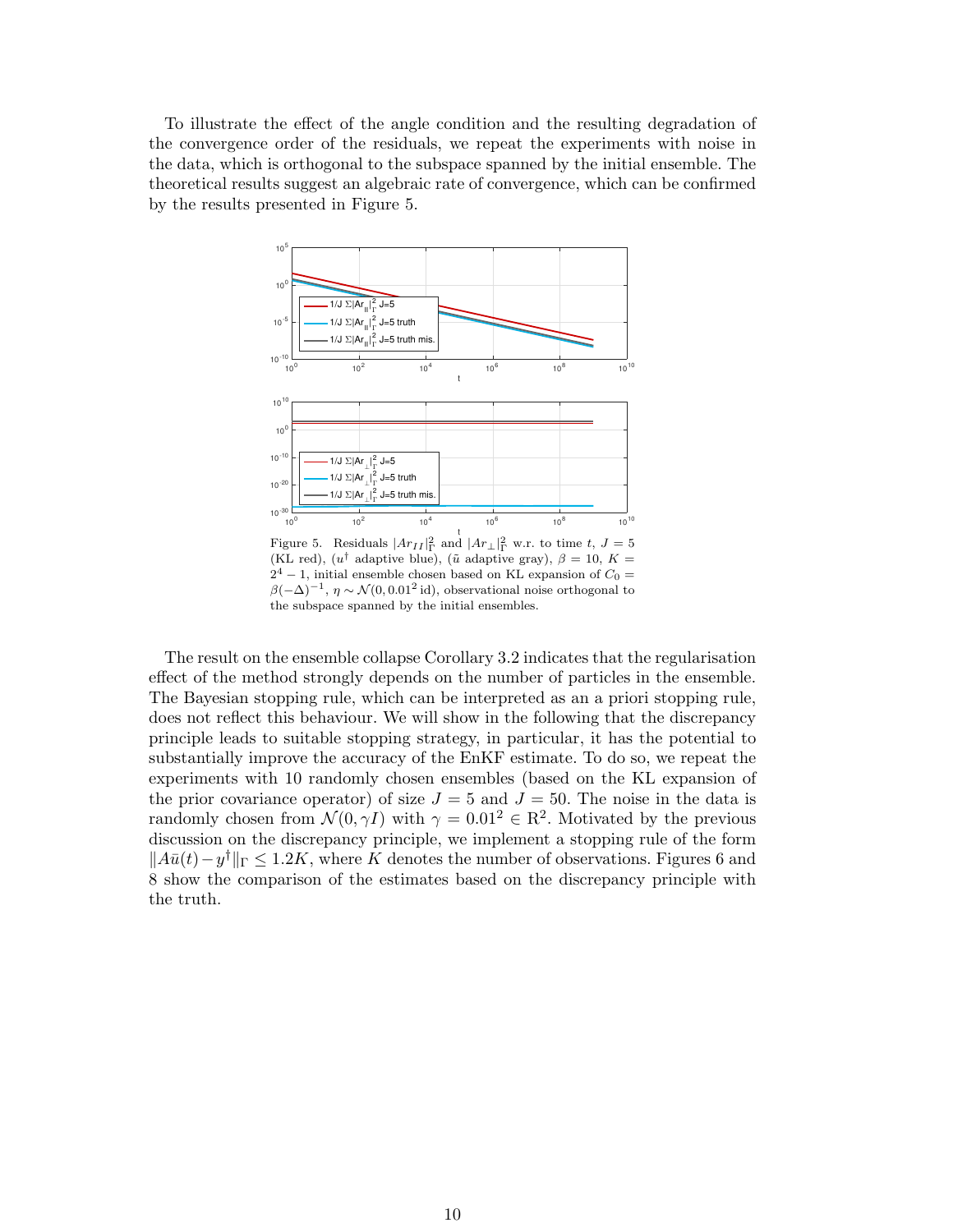To illustrate the effect of the angle condition and the resulting degradation of the convergence order of the residuals, we repeat the experiments with noise in the data, which is orthogonal to the subspace spanned by the initial ensemble. The theoretical results suggest an algebraic rate of convergence, which can be confirmed by the results presented in Figure 5.

Figure 5. Residuals $|Ar_{II}|^2_\Gamma$ and $|Ar_\perp|^2_\Gamma$ w.r.t. to time $t$, $J=5$ (KL red), ($u^\dagger$ adaptive blue), ($\tilde{u}$ adaptive gray), $\beta = 10$, $K = 2^4 - 1$, initial ensemble chosen based on KL expansion of $C_0 = \beta(-\Delta)^{-1}$, $\eta \sim \mathcal{N}(0, 0.01^2\,\mathrm{id})$, observational noise orthogonal to the subspace spanned by the initial ensembles.

The result on the ensemble collapse Corollary 3.2 indicates that the regularisation effect of the method strongly depends on the number of particles in the ensemble. The Bayesian stopping rule, which can be interpreted as an a priori stopping rule, does not reflect this behaviour. We will show in the following that the discrepancy principle leads to suitable stopping strategy, in particular, it has the potential to substantially improve the accuracy of the EnKF estimate. To do so, we repeat the experiments with 10 randomly chosen ensembles (based on the KL expansion of the prior covariance operator) of size $J = 5$ and $J = 50$. The noise in the data is randomly chosen from $\mathcal{N}(0, \gamma I)$ with $\gamma = 0.01^2 \in \mathbb{R}^2$. Motivated by the previous discussion on the discrepancy principle, we implement a stopping rule of the form $\|A\bar{u}(t) - y^\dagger\|_\Gamma \leq 1.2K$, where $K$ denotes the number of observations. Figures 6 and 8 show the comparison of the estimates based on the discrepancy principle with the truth.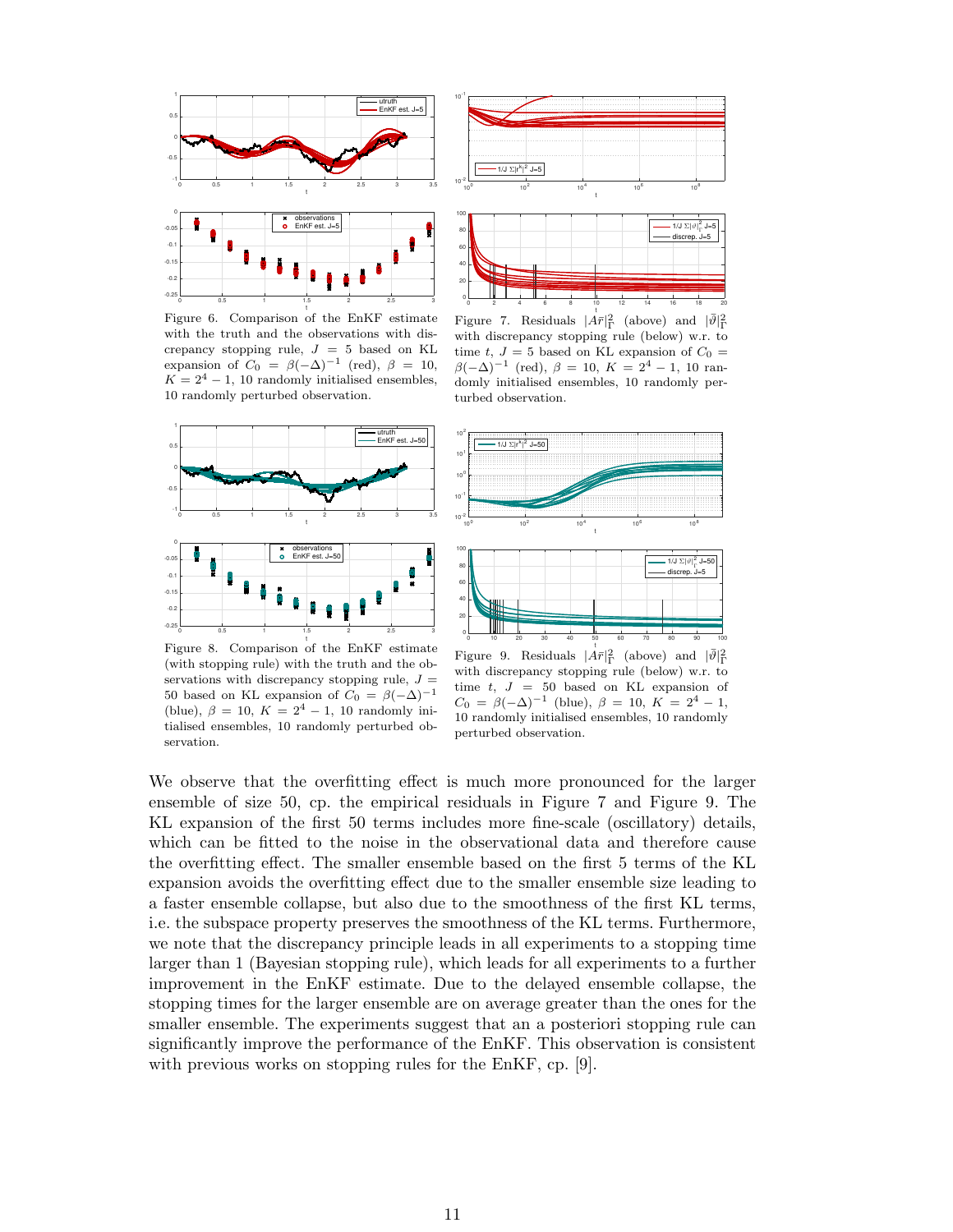Figure 6. Comparison of the EnKF estimate with the truth and the observations with discrepancy stopping rule, $J = 5$ based on KL expansion of $C_0 = \beta(-\Delta)^{-1}$ (red), $\beta = 10$, $K = 2^4 - 1$, 10 randomly initialised ensembles, 10 randomly perturbed observation.

Figure 7. Residuals $|A\bar{r}|^2_\Gamma$ (above) and $|\bar{\vartheta}|^2_\Gamma$ with discrepancy stopping rule (below) w.r. to time $t$, $J = 5$ based on KL expansion of $C_0 = \beta(-\Delta)^{-1}$ (red), $\beta = 10$, $K = 2^4 - 1$, 10 randomly initialised ensembles, 10 randomly perturbed observation.

Figure 8. Comparison of the EnKF estimate (with stopping rule) with the truth and the observations with discrepancy stopping rule, $J = 50$ based on KL expansion of $C_0 = \beta(-\Delta)^{-1}$ (blue), $\beta = 10$, $K = 2^4 - 1$, 10 randomly initialised ensembles, 10 randomly perturbed observation.

Figure 9. Residuals $|A\bar{r}|^2_\Gamma$ (above) and $|\bar{\vartheta}|^2_\Gamma$ with discrepancy stopping rule (below) w.r. to time $t$, $J = 50$ based on KL expansion of $C_0 = \beta(-\Delta)^{-1}$ (blue), $\beta = 10$, $K = 2^4 - 1$, 10 randomly initialised ensembles, 10 randomly perturbed observation.

We observe that the overfitting effect is much more pronounced for the larger ensemble of size 50, cp. the empirical residuals in Figure 7 and Figure 9. The KL expansion of the first 50 terms includes more fine-scale (oscillatory) details, which can be fitted to the noise in the observational data and therefore cause the overfitting effect. The smaller ensemble based on the first 5 terms of the KL expansion avoids the overfitting effect due to the smaller ensemble size leading to a faster ensemble collapse, but also due to the smoothness of the first KL terms, i.e. the subspace property preserves the smoothness of the KL terms. Furthermore, we note that the discrepancy principle leads in all experiments to a stopping time larger than 1 (Bayesian stopping rule), which leads for all experiments to a further improvement in the EnKF estimate. Due to the delayed ensemble collapse, the stopping times for the larger ensemble are on average greater than the ones for the smaller ensemble. The experiments suggest that an a posteriori stopping rule can significantly improve the performance of the EnKF. This observation is consistent with previous works on stopping rules for the EnKF, cp. [9].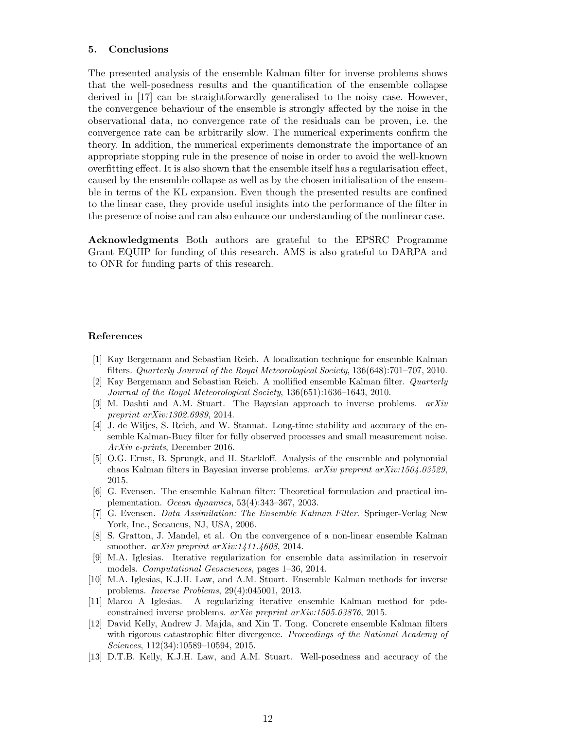## 5. Conclusions

The presented analysis of the ensemble Kalman filter for inverse problems shows that the well-posedness results and the quantification of the ensemble collapse derived in [17] can be straightforwardly generalised to the noisy case. However, the convergence behaviour of the ensemble is strongly affected by the noise in the observational data, no convergence rate of the residuals can be proven, i.e. the convergence rate can be arbitrarily slow. The numerical experiments confirm the theory. In addition, the numerical experiments demonstrate the importance of an appropriate stopping rule in the presence of noise in order to avoid the well-known overfitting effect. It is also shown that the ensemble itself has a regularisation effect, caused by the ensemble collapse as well as by the chosen initialisation of the ensemble in terms of the KL expansion. Even though the presented results are confined to the linear case, they provide useful insights into the performance of the filter in the presence of noise and can also enhance our understanding of the nonlinear case.

**Acknowledgments** Both authors are grateful to the EPSRC Programme Grant EQUIP for funding of this research. AMS is also grateful to DARPA and to ONR for funding parts of this research.

## References

[1] Kay Bergemann and Sebastian Reich. A localization technique for ensemble Kalman filters. *Quarterly Journal of the Royal Meteorological Society*, 136(648):701–707, 2010.

[2] Kay Bergemann and Sebastian Reich. A mollified ensemble Kalman filter. *Quarterly Journal of the Royal Meteorological Society*, 136(651):1636–1643, 2010.

[3] M. Dashti and A.M. Stuart. The Bayesian approach to inverse problems. *arXiv preprint arXiv:1302.6989*, 2014.

[4] J. de Wiljes, S. Reich, and W. Stannat. Long-time stability and accuracy of the ensemble Kalman-Bucy filter for fully observed processes and small measurement noise. *ArXiv e-prints*, December 2016.

[5] O.G. Ernst, B. Sprungk, and H. Starkloff. Analysis of the ensemble and polynomial chaos Kalman filters in Bayesian inverse problems. *arXiv preprint arXiv:1504.03529*, 2015.

[6] G. Evensen. The ensemble Kalman filter: Theoretical formulation and practical implementation. *Ocean dynamics*, 53(4):343–367, 2003.

[7] G. Evensen. *Data Assimilation: The Ensemble Kalman Filter*. Springer-Verlag New York, Inc., Secaucus, NJ, USA, 2006.

[8] S. Gratton, J. Mandel, et al. On the convergence of a non-linear ensemble Kalman smoother. *arXiv preprint arXiv:1411.4608*, 2014.

[9] M.A. Iglesias. Iterative regularization for ensemble data assimilation in reservoir models. *Computational Geosciences*, pages 1–36, 2014.

[10] M.A. Iglesias, K.J.H. Law, and A.M. Stuart. Ensemble Kalman methods for inverse problems. *Inverse Problems*, 29(4):045001, 2013.

[11] Marco A Iglesias. A regularizing iterative ensemble Kalman method for pde-constrained inverse problems. *arXiv preprint arXiv:1505.03876*, 2015.

[12] David Kelly, Andrew J. Majda, and Xin T. Tong. Concrete ensemble Kalman filters with rigorous catastrophic filter divergence. *Proceedings of the National Academy of Sciences*, 112(34):10589–10594, 2015.

[13] D.T.B. Kelly, K.J.H. Law, and A.M. Stuart. Well-posedness and accuracy of the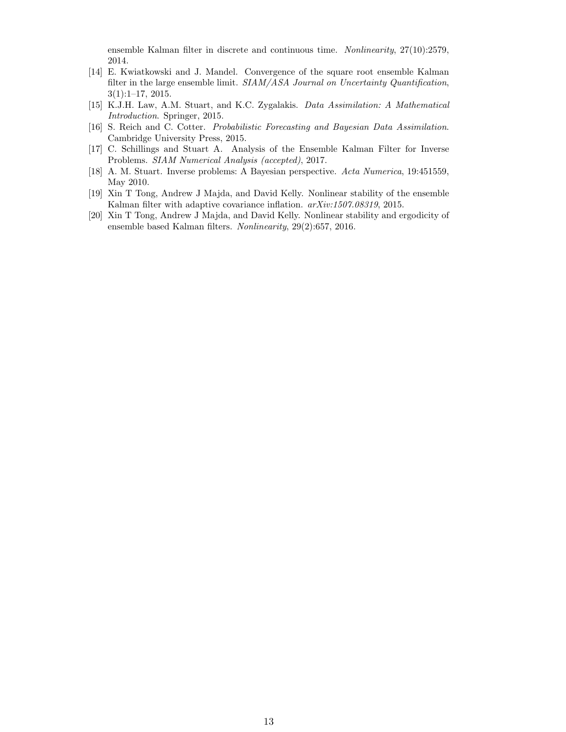ensemble Kalman filter in discrete and continuous time. *Nonlinearity*, 27(10):2579, 2014.

[14] E. Kwiatkowski and J. Mandel. Convergence of the square root ensemble Kalman filter in the large ensemble limit. *SIAM/ASA Journal on Uncertainty Quantification*, 3(1):1–17, 2015.

[15] K.J.H. Law, A.M. Stuart, and K.C. Zygalakis. *Data Assimilation: A Mathematical Introduction*. Springer, 2015.

[16] S. Reich and C. Cotter. *Probabilistic Forecasting and Bayesian Data Assimilation*. Cambridge University Press, 2015.

[17] C. Schillings and Stuart A. Analysis of the Ensemble Kalman Filter for Inverse Problems. *SIAM Numerical Analysis (accepted)*, 2017.

[18] A. M. Stuart. Inverse problems: A Bayesian perspective. *Acta Numerica*, 19:451559, May 2010.

[19] Xin T Tong, Andrew J Majda, and David Kelly. Nonlinear stability of the ensemble Kalman filter with adaptive covariance inflation. *arXiv:1507.08319*, 2015.

[20] Xin T Tong, Andrew J Majda, and David Kelly. Nonlinear stability and ergodicity of ensemble based Kalman filters. *Nonlinearity*, 29(2):657, 2016.